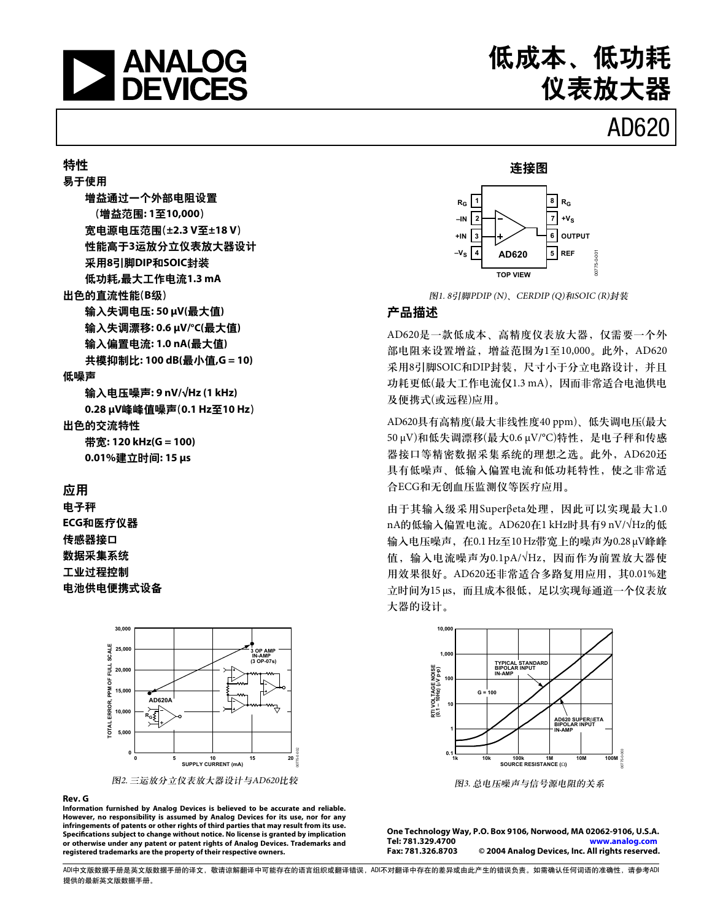# 低成本、低功耗仪表放大器

# AD620

## 特性

**易于使用**

- 增益通过一个外部电阻设置
  （增益范围: 1至10,000）
- 宽电源电压范围(±2.3 V至±18 V)
- 性能高于3运放分立仪表放大器设计
- 采用8引脚DIP和SOIC封装
- 低功耗,最大工作电流1.3 mA

**出色的直流性能(B级)**

- 输入失调电压: 50 μV(最大值)
- 输入失调漂移: 0.6 μV/°C(最大值)
- 输入偏置电流: 1.0 nA(最大值)
- 共模抑制比: 100 dB(最小值,G = 10)

**低噪声**

- 输入电压噪声: 9 nV/√Hz (1 kHz)
- 0.28 μV峰峰值噪声(0.1 Hz至10 Hz)

**出色的交流特性**

- 带宽: 120 kHz(G = 100)
- 0.01%建立时间: 15 μs

## 应用

- 电子秤
- ECG和医疗仪器
- 传感器接口
- 数据采集系统
- 工业过程控制
- 电池供电便携式设备

## 连接图

*图1. 8引脚PDIP (N)、CERDIP (Q)和SOIC (R)封装*

## 产品描述

AD620是一款低成本、高精度仪表放大器，仅需要一个外部电阻来设置增益，增益范围为1至10,000。此外，AD620采用8引脚SOIC和DIP封装，尺寸小于分立电路设计，并且功耗更低(最大工作电流仅1.3 mA)，因而非常适合电池供电及便携式(或远程)应用。

AD620具有高精度(最大非线性度40 ppm)、低失调电压(最大50 μV)和低失调漂移(最大0.6 μV/°C)特性，是电子秤和传感器接口等精密数据采集系统的理想之选。此外，AD620还具有低噪声、低输入偏置电流和低功耗特性，使之非常适合ECG和无创血压监测仪等医疗应用。

由于其输入级采用Superβeta处理，因此可以实现最大1.0 nA的低输入偏置电流。AD620在1 kHz时具有9 nV/√Hz的低输入电压噪声，在0.1 Hz至10 Hz带宽上的噪声为0.28 μV峰峰值，输入电流噪声为0.1pA/√Hz，因而作为前置放大器使用效果很好。AD620还非常适合多路复用应用，其0.01%建立时间为15 μs，而且成本很低，足以实现每通道一个仪表放大器的设计。

*图2. 三运放分立仪表放大器设计与AD620比较*

*图3. 总电压噪声与信号源电阻的关系*

**Rev. G**

**Information furnished by Analog Devices is believed to be accurate and reliable. However, no responsibility is assumed by Analog Devices for its use, nor for any infringements of patents or other rights of third parties that may result from its use. Specifications subject to change without notice. No license is granted by implication or otherwise under any patent or patent rights of Analog Devices. Trademarks and registered trademarks are the property of their respective owners.**

**One Technology Way, P.O. Box 9106, Norwood, MA 02062-9106, U.S.A.**
**Tel: 781.329.4700 www.analog.com**
**Fax: 781.326.8703 © 2004 Analog Devices, Inc. All rights reserved.**

ADI中文版数据手册是英文版数据手册的译文，敬请谅解翻译中可能存在的语言组织或翻译错误，ADI不对翻译中存在的差异或由此产生的错误负责。如需确认任何词语的准确性，请参考ADI提供的最新英文版数据手册。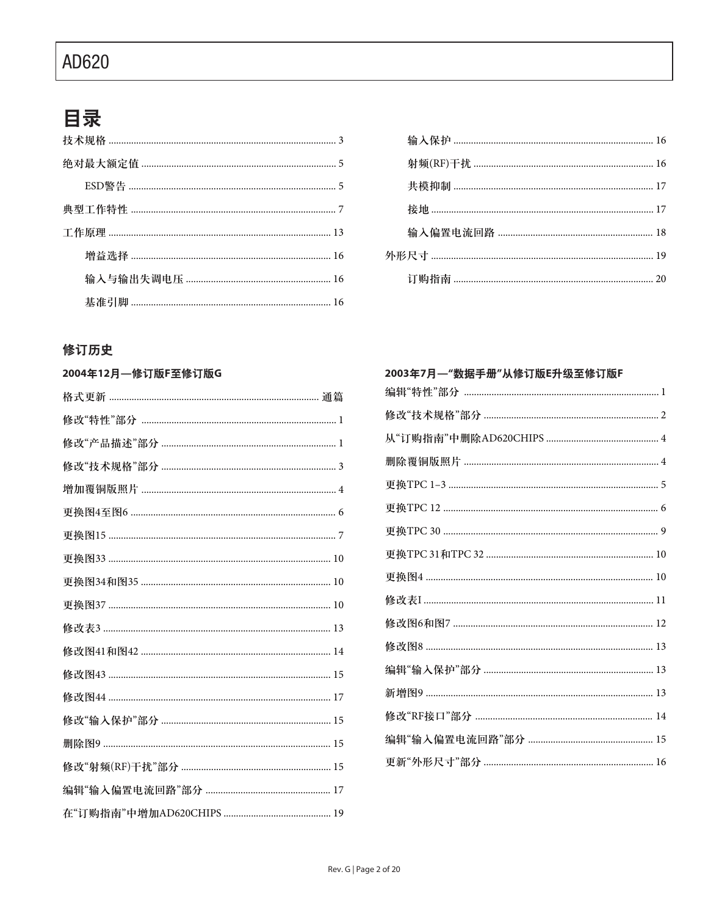# 目录

技术规格 ........ 3

绝对最大额定值 ........ 5

- ESD警告 ........ 5

典型工作特性 ........ 7

工作原理 ........ 13

- 增益选择 ........ 16
- 输入与输出失调电压 ........ 16
- 基准引脚 ........ 16
- 输入保护 ........ 16
- 射频(RF)干扰 ........ 16
- 共模抑制 ........ 17
- 接地 ........ 17
- 输入偏置电流回路 ........ 18

外形尺寸 ........ 19

- 订购指南 ........ 20

## 修订历史

### 2004年12月—修订版F至修订版G

格式更新 ........ 通篇

修改“特性”部分 ........ 1

修改“产品描述”部分 ........ 1

修改“技术规格”部分 ........ 3

增加覆铜版照片 ........ 4

更换图4至图6 ........ 6

更换图15 ........ 7

更换图33 ........ 10

更换图34和图35 ........ 10

更换图37 ........ 10

修改表3 ........ 13

修改图41和图42 ........ 14

修改图43 ........ 15

修改图44 ........ 17

修改“输入保护”部分 ........ 15

删除图9 ........ 15

修改“射频(RF)干扰”部分 ........ 15

编辑“输入偏置电流回路”部分 ........ 17

在“订购指南”中增加AD620CHIPS ........ 19

### 2003年7月—“数据手册”从修订版E升级至修订版F

编辑“特性”部分 ........ 1

修改“技术规格”部分 ........ 2

从“订购指南”中删除AD620CHIPS ........ 4

删除覆铜版照片 ........ 4

更换TPC 1–3 ........ 5

更换TPC 12 ........ 6

更换TPC 30 ........ 9

更换TPC 31和TPC 32 ........ 10

更换图4 ........ 10

修改表I ........ 11

修改图6和图7 ........ 12

修改图8 ........ 13

编辑“输入保护”部分 ........ 13

新增图9 ........ 13

修改“RF接口”部分 ........ 14

编辑“输入偏置电流回路”部分 ........ 15

更新“外形尺寸”部分 ........ 16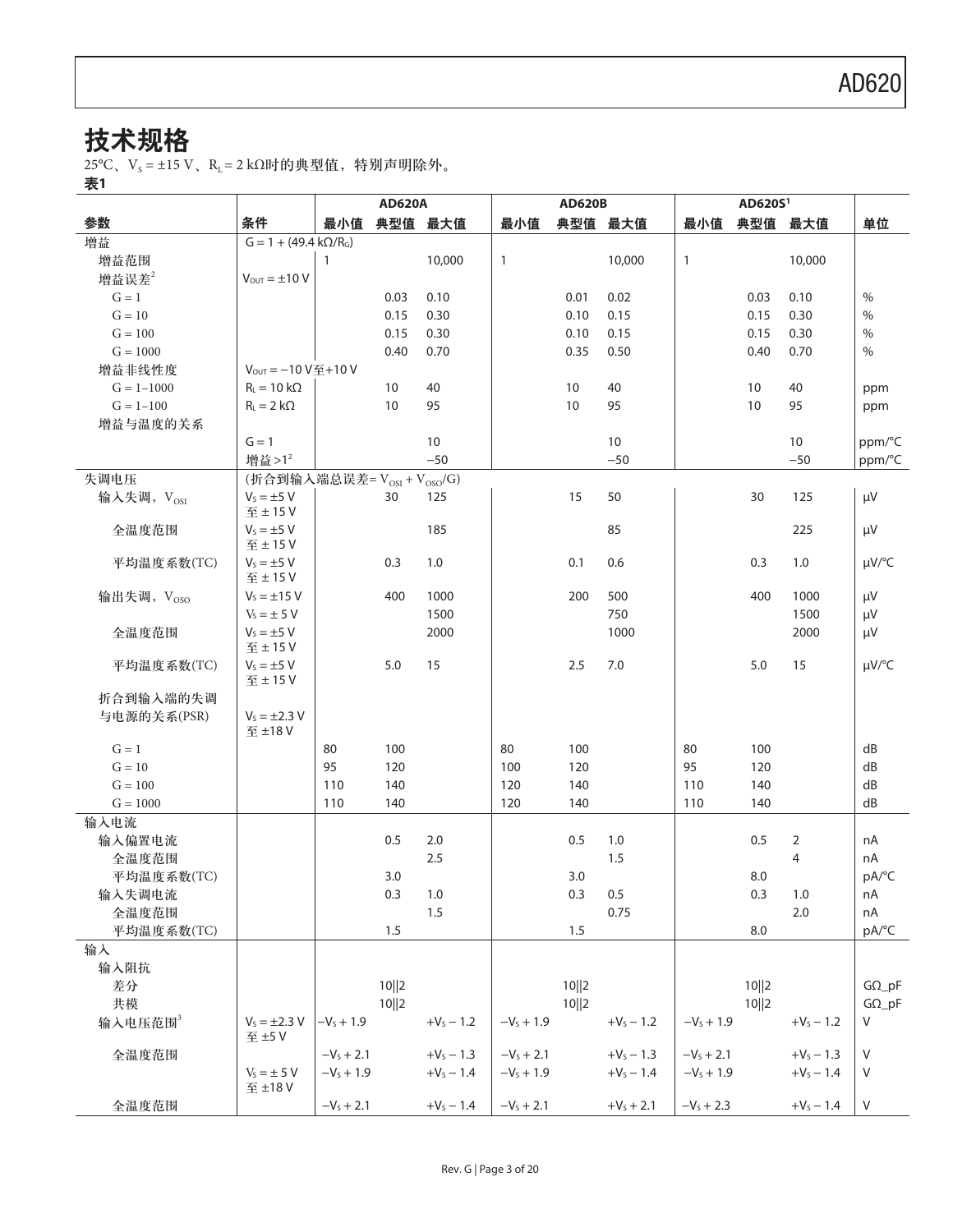## 技术规格

25°C、$V_S$ = ±15 V、$R_L$ = 2 kΩ时的典型值，特别声明除外。

**表1**

| 参数 | 条件 | AD620A | | | AD620B | | | AD620S[1] | | | 单位 |
|---|---|---|---|---|---|---|---|---|---|---|---|
| | | 最小值 | 典型值 | 最大值 | 最小值 | 典型值 | 最大值 | 最小值 | 典型值 | 最大值 | |
| 增益 | G = 1 + (49.4 kΩ/$R_G$) | | | | | | | | | | |
| 增益范围 | | 1 | | 10,000 | 1 | | 10,000 | 1 | | 10,000 | |
| 增益误差[2] | $V_{OUT}$ = ±10 V | | | | | | | | | | |
| G = 1 | | | 0.03 | 0.10 | | 0.01 | 0.02 | | 0.03 | 0.10 | % |
| G = 10 | | | 0.15 | 0.30 | | 0.10 | 0.15 | | 0.15 | 0.30 | % |
| G = 100 | | | 0.15 | 0.30 | | 0.10 | 0.15 | | 0.15 | 0.30 | % |
| G = 1000 | | | 0.40 | 0.70 | | 0.35 | 0.50 | | 0.40 | 0.70 | % |
| 增益非线性度 | $V_{OUT}$ = −10 V至+10 V | | | | | | | | | | |
| G = 1–1000 | $R_L$ = 10 kΩ | | 10 | 40 | | 10 | 40 | | 10 | 40 | ppm |
| G = 1–100 | $R_L$ = 2 kΩ | | 10 | 95 | | 10 | 95 | | 10 | 95 | ppm |
| 增益与温度的关系 | | | | | | | | | | | |
| | G = 1 | | | 10 | | | 10 | | | 10 | ppm/°C |
| | 增益 >1[2] | | | −50 | | | −50 | | | −50 | ppm/°C |
| 失调电压 | (折合到输入端总误差= $V_{OSI}$ + $V_{OSO}$/G) | | | | | | | | | | |
| 输入失调，$V_{OSI}$ | $V_S$ = ±5 V 至 ± 15 V | | 30 | 125 | | 15 | 50 | | 30 | 125 | µV |
| 全温度范围 | $V_S$ = ±5 V 至 ± 15 V | | | 185 | | | 85 | | | 225 | µV |
| 平均温度系数(TC) | $V_S$ = ±5 V 至 ± 15 V | | 0.3 | 1.0 | | 0.1 | 0.6 | | 0.3 | 1.0 | µV/°C |
| 输出失调，$V_{OSO}$ | $V_S$ = ±15 V | | 400 | 1000 | | 200 | 500 | | 400 | 1000 | µV |
| | $V_S$ = ± 5 V | | | 1500 | | | 750 | | | 1500 | µV |
| 全温度范围 | $V_S$ = ±5 V 至 ± 15 V | | | 2000 | | | 1000 | | | 2000 | µV |
| 平均温度系数(TC) | $V_S$ = ±5 V 至 ± 15 V | | 5.0 | 15 | | 2.5 | 7.0 | | 5.0 | 15 | µV/°C |
| 折合到输入端的失调与电源的关系(PSR) | $V_S$ = ±2.3 V 至 ±18 V | | | | | | | | | | |
| G = 1 | | 80 | 100 | | 80 | 100 | | 80 | 100 | | dB |
| G = 10 | | 95 | 120 | | 100 | 120 | | 95 | 120 | | dB |
| G = 100 | | 110 | 140 | | 120 | 140 | | 110 | 140 | | dB |
| G = 1000 | | 110 | 140 | | 120 | 140 | | 110 | 140 | | dB |
| 输入电流 | | | | | | | | | | | |
| 输入偏置电流 | | | 0.5 | 2.0 | | 0.5 | 1.0 | | 0.5 | 2 | nA |
| 全温度范围 | | | | 2.5 | | | 1.5 | | | 4 | nA |
| 平均温度系数(TC) | | | 3.0 | | | 3.0 | | | 8.0 | | pA/°C |
| 输入失调电流 | | | 0.3 | 1.0 | | 0.3 | 0.5 | | 0.3 | 1.0 | nA |
| 全温度范围 | | | | 1.5 | | | 0.75 | | | 2.0 | nA |
| 平均温度系数(TC) | | | 1.5 | | | 1.5 | | | 8.0 | | pA/°C |
| 输入 | | | | | | | | | | | |
| 输入阻抗 | | | | | | | | | | | |
| 差分 | | | 10‖2 | | | 10‖2 | | | 10‖2 | | GΩ_pF |
| 共模 | | | 10‖2 | | | 10‖2 | | | 10‖2 | | GΩ_pF |
| 输入电压范围[3] | $V_S$ = ±2.3 V 至 ±5 V | $-V_S$ + 1.9 | | $+V_S$ − 1.2 | $-V_S$ + 1.9 | | $+V_S$ − 1.2 | $-V_S$ + 1.9 | | $+V_S$ − 1.2 | V |
| 全温度范围 | | $-V_S$ + 2.1 | | $+V_S$ − 1.3 | $-V_S$ + 2.1 | | $+V_S$ − 1.3 | $-V_S$ + 2.1 | | $+V_S$ − 1.3 | V |
| | $V_S$ = ± 5 V 至 ±18 V | $-V_S$ + 1.9 | | $+V_S$ − 1.4 | $-V_S$ + 1.9 | | $+V_S$ − 1.4 | $-V_S$ + 1.9 | | $+V_S$ − 1.4 | V |
| 全温度范围 | | $-V_S$ + 2.1 | | $+V_S$ − 1.4 | $-V_S$ + 2.1 | | $+V_S$ + 2.1 | $-V_S$ + 2.3 | | $+V_S$ − 1.4 | V |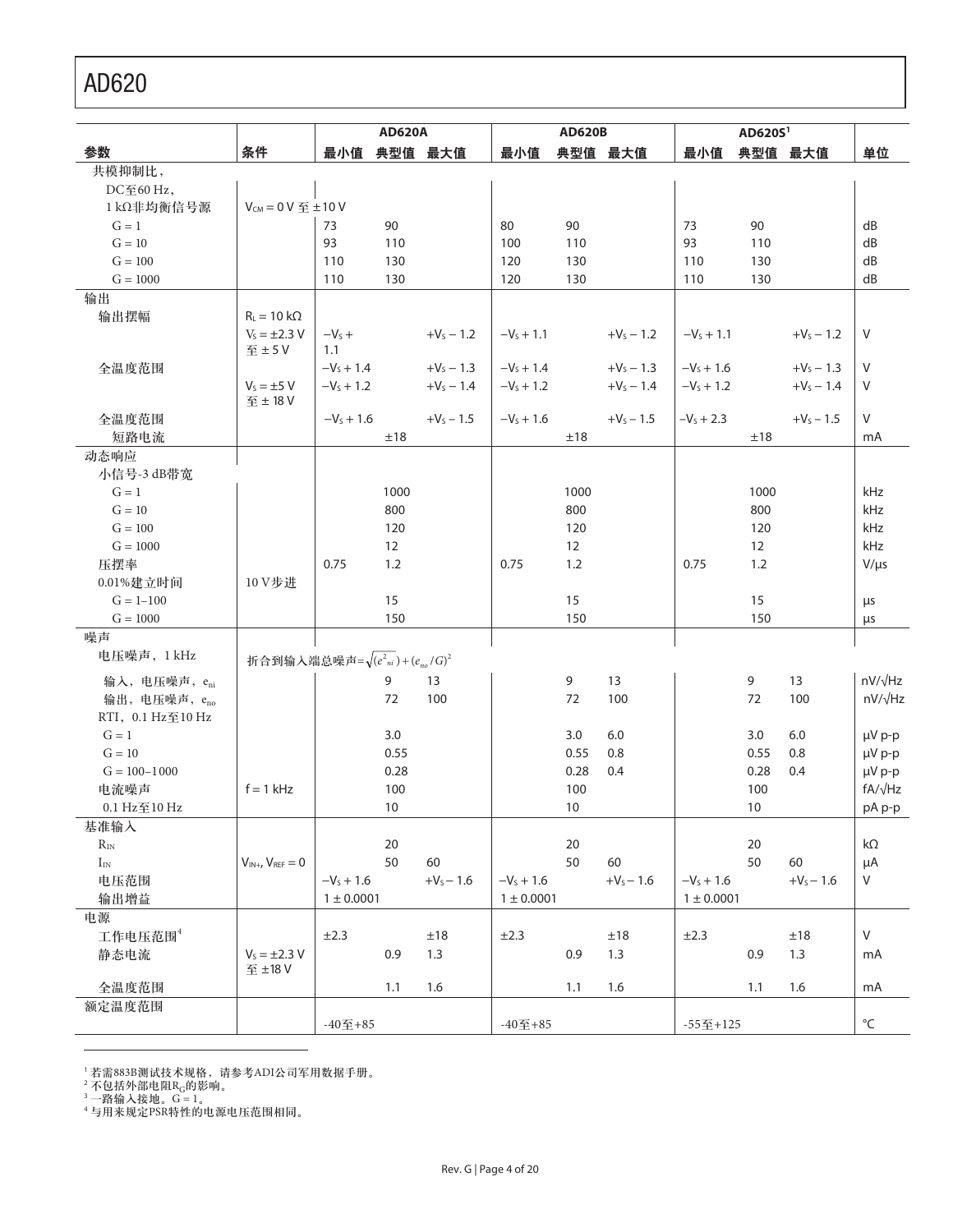| 参数 | 条件 | AD620A | | | AD620B | | | AD620S[1] | | | 单位 |
|---|---|---|---|---|---|---|---|---|---|---|---|
| | | 最小值 | 典型值 | 最大值 | 最小值 | 典型值 | 最大值 | 最小值 | 典型值 | 最大值 | |
| 共模抑制比，DC至60 Hz，1 kΩ非均衡信号源 | $V_{CM}$ = 0 V 至 ±10 V | | | | | | | | | | |
| G = 1 | | 73 | 90 | | 80 | 90 | | 73 | 90 | | dB |
| G = 10 | | 93 | 110 | | 100 | 110 | | 93 | 110 | | dB |
| G = 100 | | 110 | 130 | | 120 | 130 | | 110 | 130 | | dB |
| G = 1000 | | 110 | 130 | | 120 | 130 | | 110 | 130 | | dB |
| 输出 | | | | | | | | | | | |
| 输出摆幅 | $R_L$ = 10 kΩ | | | | | | | | | | |
| | $V_S$ = ±2.3 V 至 ± 5 V | $-V_S$ + 1.1 | | $+V_S$ − 1.2 | $-V_S$ + 1.1 | | $+V_S$ − 1.2 | $-V_S$ + 1.1 | | $+V_S$ − 1.2 | V |
| 全温度范围 | | $-V_S$ + 1.4 | | $+V_S$ − 1.3 | $-V_S$ + 1.4 | | $+V_S$ − 1.3 | $-V_S$ + 1.6 | | $+V_S$ − 1.3 | V |
| | $V_S$ = ±5 V 至 ± 18 V | $-V_S$ + 1.2 | | $+V_S$ − 1.4 | $-V_S$ + 1.2 | | $+V_S$ − 1.4 | $-V_S$ + 1.2 | | $+V_S$ − 1.4 | V |
| 全温度范围 | | $-V_S$ + 1.6 | | $+V_S$ − 1.5 | $-V_S$ + 1.6 | | $+V_S$ − 1.5 | $-V_S$ + 2.3 | | $+V_S$ − 1.5 | V |
| 短路电流 | | | ±18 | | | ±18 | | | ±18 | | mA |
| 动态响应 | | | | | | | | | | | |
| 小信号-3 dB带宽 | | | | | | | | | | | |
| G = 1 | | | 1000 | | | 1000 | | | 1000 | | kHz |
| G = 10 | | | 800 | | | 800 | | | 800 | | kHz |
| G = 100 | | | 120 | | | 120 | | | 120 | | kHz |
| G = 1000 | | | 12 | | | 12 | | | 12 | | kHz |
| 压摆率 | | 0.75 | 1.2 | | 0.75 | 1.2 | | 0.75 | 1.2 | | V/μs |
| 0.01%建立时间 | 10 V步进 | | | | | | | | | | |
| G = 1–100 | | | 15 | | | 15 | | | 15 | | μs |
| G = 1000 | | | 150 | | | 150 | | | 150 | | μs |
| 噪声 | | | | | | | | | | | |
| 电压噪声，1 kHz | 折合到输入端总噪声 = $\sqrt{(e_{ni}^2) + (e_{no}/G)^2}$ | | | | | | | | | | |
| 输入，电压噪声，$e_{ni}$ | | | 9 | 13 | | 9 | 13 | | 9 | 13 | nV/√Hz |
| 输出，电压噪声，$e_{no}$ | | | 72 | 100 | | 72 | 100 | | 72 | 100 | nV/√Hz |
| RTI，0.1 Hz至10 Hz | | | | | | | | | | | |
| G = 1 | | | 3.0 | | | 3.0 | 6.0 | | 3.0 | 6.0 | μV p-p |
| G = 10 | | | 0.55 | | | 0.55 | 0.8 | | 0.55 | 0.8 | μV p-p |
| G = 100–1000 | | | 0.28 | | | 0.28 | 0.4 | | 0.28 | 0.4 | μV p-p |
| 电流噪声 | f = 1 kHz | | 100 | | | 100 | | | 100 | | fA/√Hz |
| 0.1 Hz至10 Hz | | | 10 | | | 10 | | | 10 | | pA p-p |
| 基准输入 | | | | | | | | | | | |
| $R_{IN}$ | | | 20 | | | 20 | | | 20 | | kΩ |
| $I_{IN}$ | $V_{IN+}$, $V_{REF}$ = 0 | | 50 | 60 | | 50 | 60 | | 50 | 60 | μA |
| 电压范围 | | $-V_S$ + 1.6 | | $+V_S$ − 1.6 | $-V_S$ + 1.6 | | $+V_S$ − 1.6 | $-V_S$ + 1.6 | | $+V_S$ − 1.6 | V |
| 输出增益 | | 1 ± 0.0001 | | | 1 ± 0.0001 | | | 1 ± 0.0001 | | | |
| 电源 | | | | | | | | | | | |
| 工作电压范围[4] | | ±2.3 | | ±18 | ±2.3 | | ±18 | ±2.3 | | ±18 | V |
| 静态电流 | $V_S$ = ±2.3 V 至 ±18 V | | 0.9 | 1.3 | | 0.9 | 1.3 | | 0.9 | 1.3 | mA |
| 全温度范围 | | | 1.1 | 1.6 | | 1.1 | 1.6 | | 1.1 | 1.6 | mA |
| 额定温度范围 | | -40至+85 | | | -40至+85 | | | -55至+125 | | | °C |

[1] 若需883B测试技术规格，请参考ADI公司军用数据手册。
[2] 不包括外部电阻$R_G$的影响。
[3] 一路输入接地。G = 1。
[4] 与用来规定PSR特性的电源电压范围相同。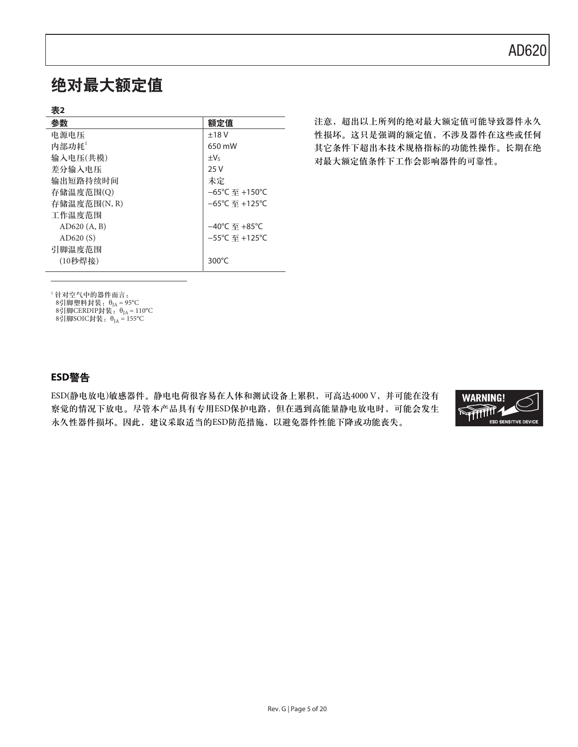# 绝对最大额定值

**表2**

| 参数 | 额定值 |
|---|---|
| 电源电压 | ±18 V |
| 内部功耗[1] | 650 mW |
| 输入电压(共模) | $\pm V_S$ |
| 差分输入电压 | 25 V |
| 输出短路持续时间 | 未定 |
| 存储温度范围(Q) | −65°C 至 +150°C |
| 存储温度范围(N, R) | −65°C 至 +125°C |
| 工作温度范围 | |
| AD620 (A, B) | −40°C 至 +85°C |
| AD620 (S) | −55°C 至 +125°C |
| 引脚温度范围<br>(10秒焊接) | 300°C |

[1] 针对空气中的器件而言：
8引脚塑料封装：$\theta_{JA}$ = 95°C
8引脚CERDIP封装：$\theta_{JA}$ = 110°C
8引脚SOIC封装：$\theta_{JA}$ = 155°C

注意，超出以上所列的绝对最大额定值可能导致器件永久性损坏。这只是强调的额定值，不涉及器件在这些或任何其它条件下超出本技术规格指标的功能性操作。长期在绝对最大额定值条件下工作会影响器件的可靠性。

## ESD警告

ESD(静电放电)敏感器件。静电电荷很容易在人体和测试设备上累积，可高达4000 V，并可能在没有察觉的情况下放电。尽管本产品具有专用ESD保护电路，但在遇到高能量静电放电时，可能会发生永久性器件损坏。因此，建议采取适当的ESD防范措施，以避免器件性能下降或功能丧失。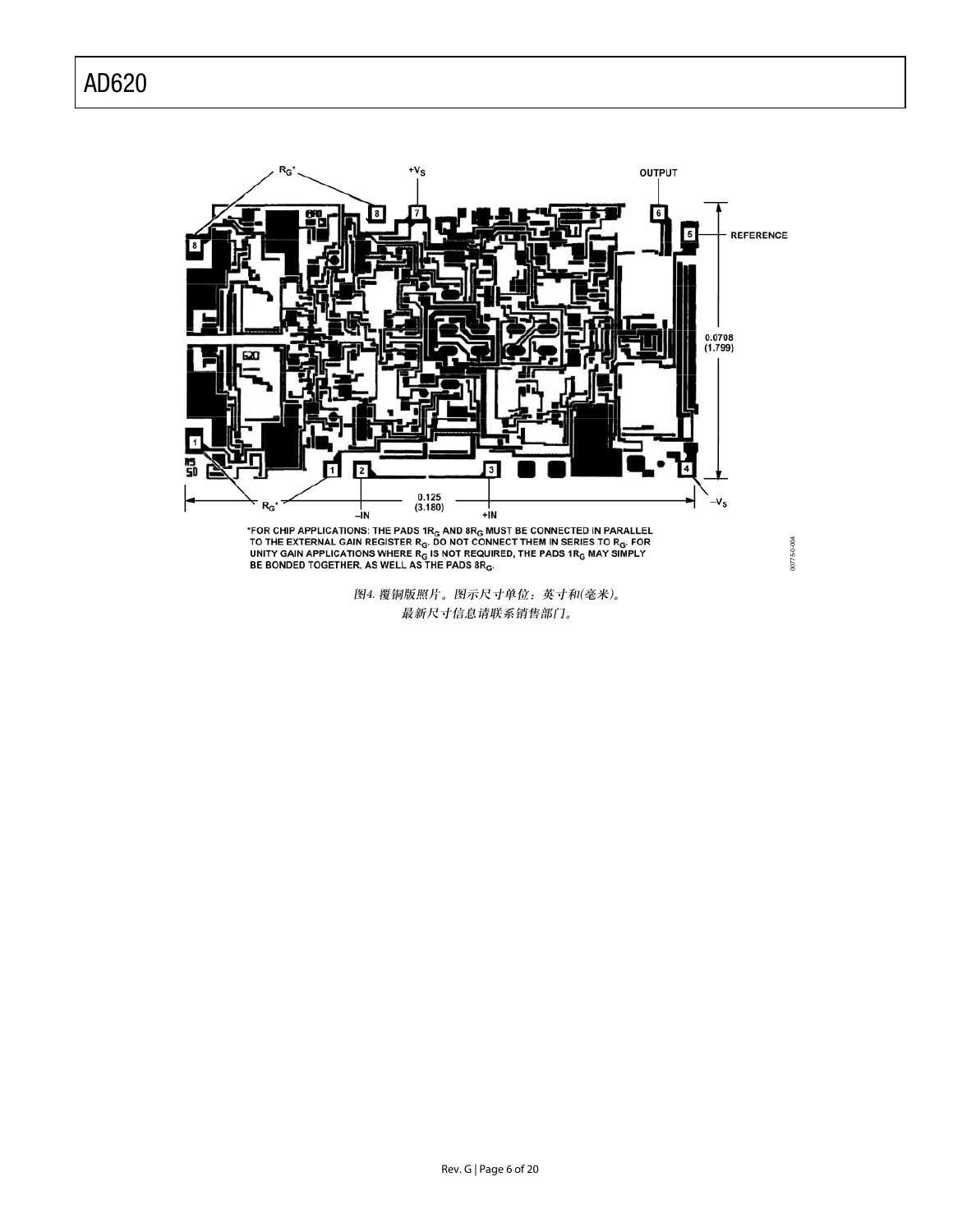*FOR CHIP APPLICATIONS: THE PADS 1$R_G$ AND 8$R_G$ MUST BE CONNECTED IN PARALLEL TO THE EXTERNAL GAIN REGISTER $R_G$. DO NOT CONNECT THEM IN SERIES TO $R_G$. FOR UNITY GAIN APPLICATIONS WHERE $R_G$ IS NOT REQUIRED, THE PADS 1$R_G$ MAY SIMPLY BE BONDED TOGETHER, AS WELL AS THE PADS 8$R_G$.

*图4. 覆铜版照片。图示尺寸单位：英寸和(毫米)。*
*最新尺寸信息请联系销售部门。*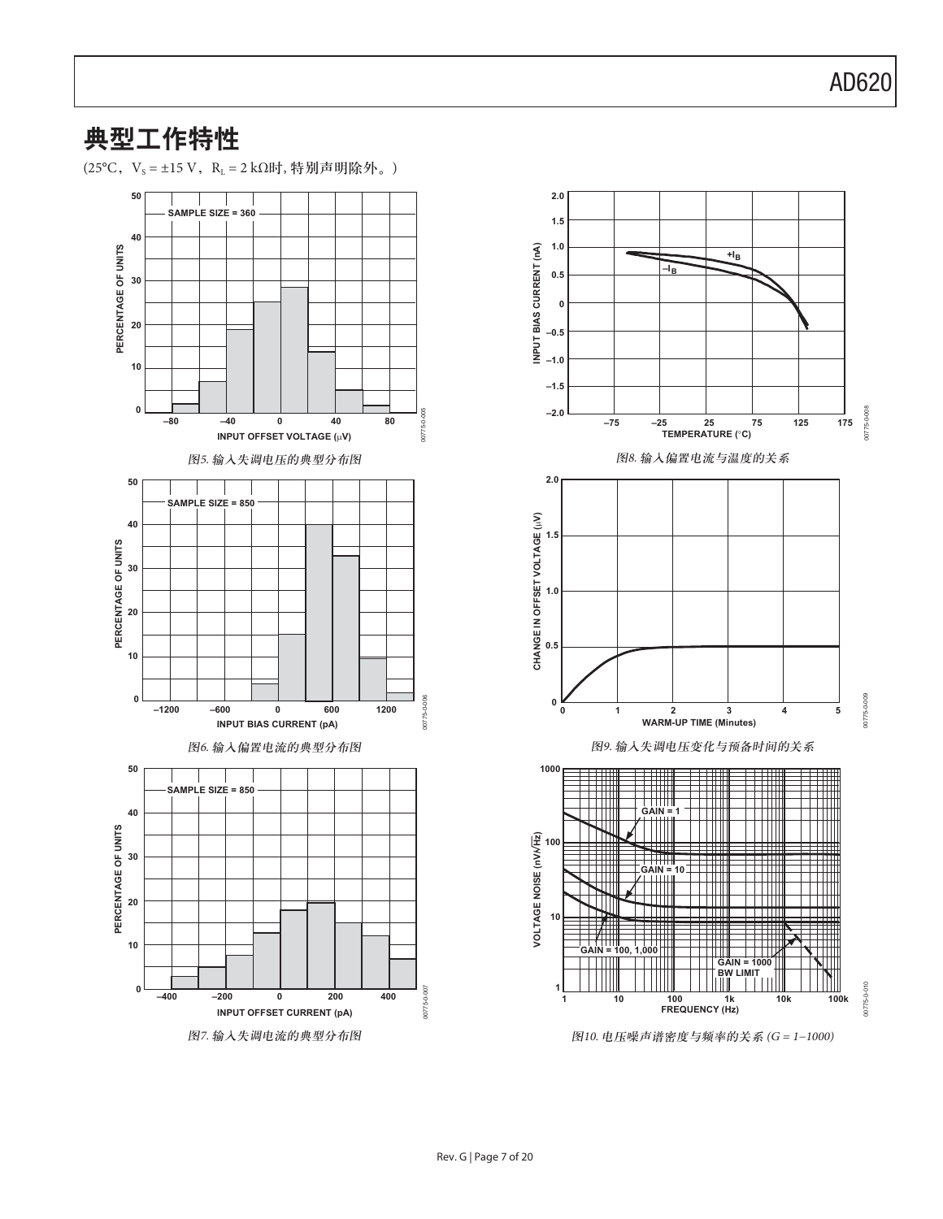## 典型工作特性

(25°C，$V_S$ = ±15 V，$R_L$ = 2 kΩ时, 特别声明除外。)

图5. 输入失调电压的典型分布图

图6. 输入偏置电流的典型分布图

图7. 输入失调电流的典型分布图

图8. 输入偏置电流与温度的关系

图9. 输入失调电压变化与预备时间的关系

图10. 电压噪声谱密度与频率的关系 (G = 1−1000)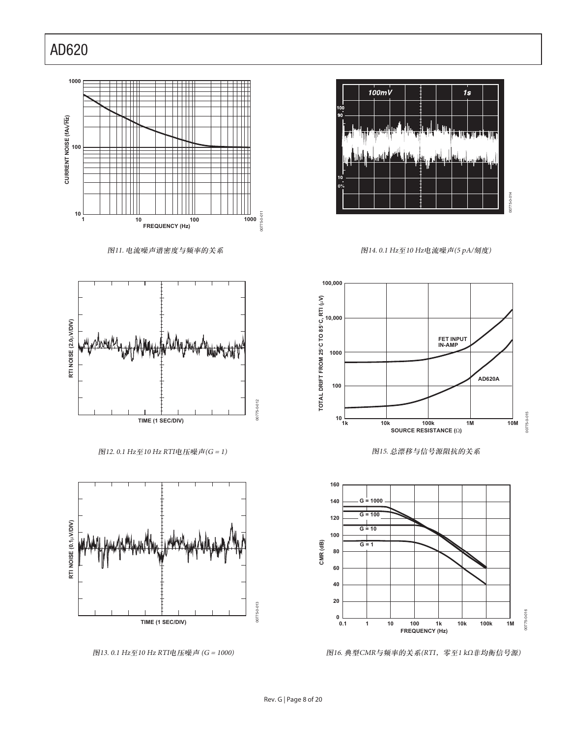图11. 电流噪声谱密度与频率的关系

图14. 0.1 Hz至10 Hz电流噪声(5 pA/刻度)

图12. 0.1 Hz至10 Hz RTI电压噪声(G = 1)

图15. 总漂移与信号源阻抗的关系

图13. 0.1 Hz至10 Hz RTI电压噪声 (G = 1000)

图16. 典型CMR与频率的关系(RTI，零至1 kΩ非均衡信号源)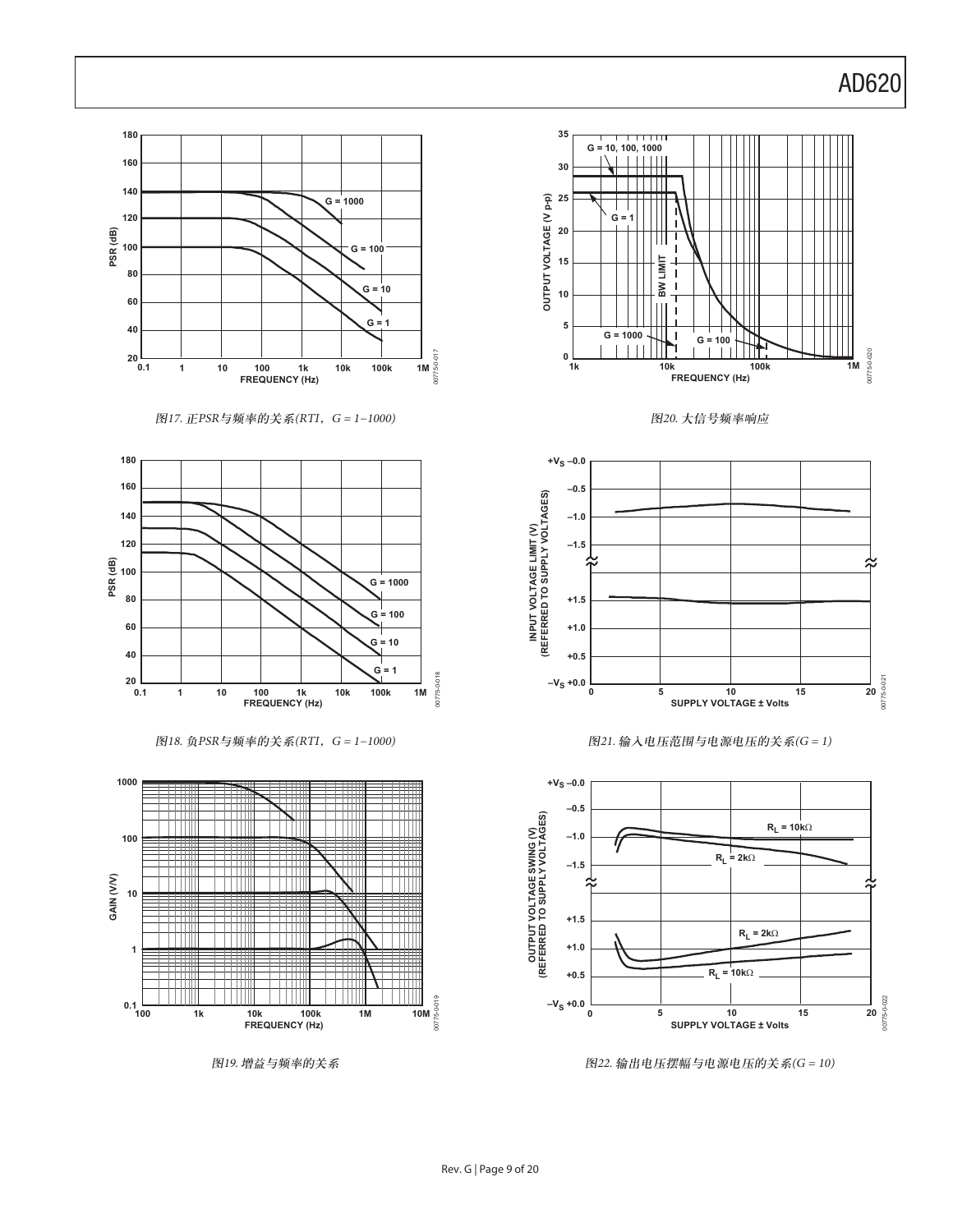图17. 正PSR与频率的关系(RTI，G = 1–1000)

图20. 大信号频率响应

图18. 负PSR与频率的关系(RTI，G = 1–1000)

图21. 输入电压范围与电源电压的关系(G = 1)

图19. 增益与频率的关系

图22. 输出电压摆幅与电源电压的关系(G = 10)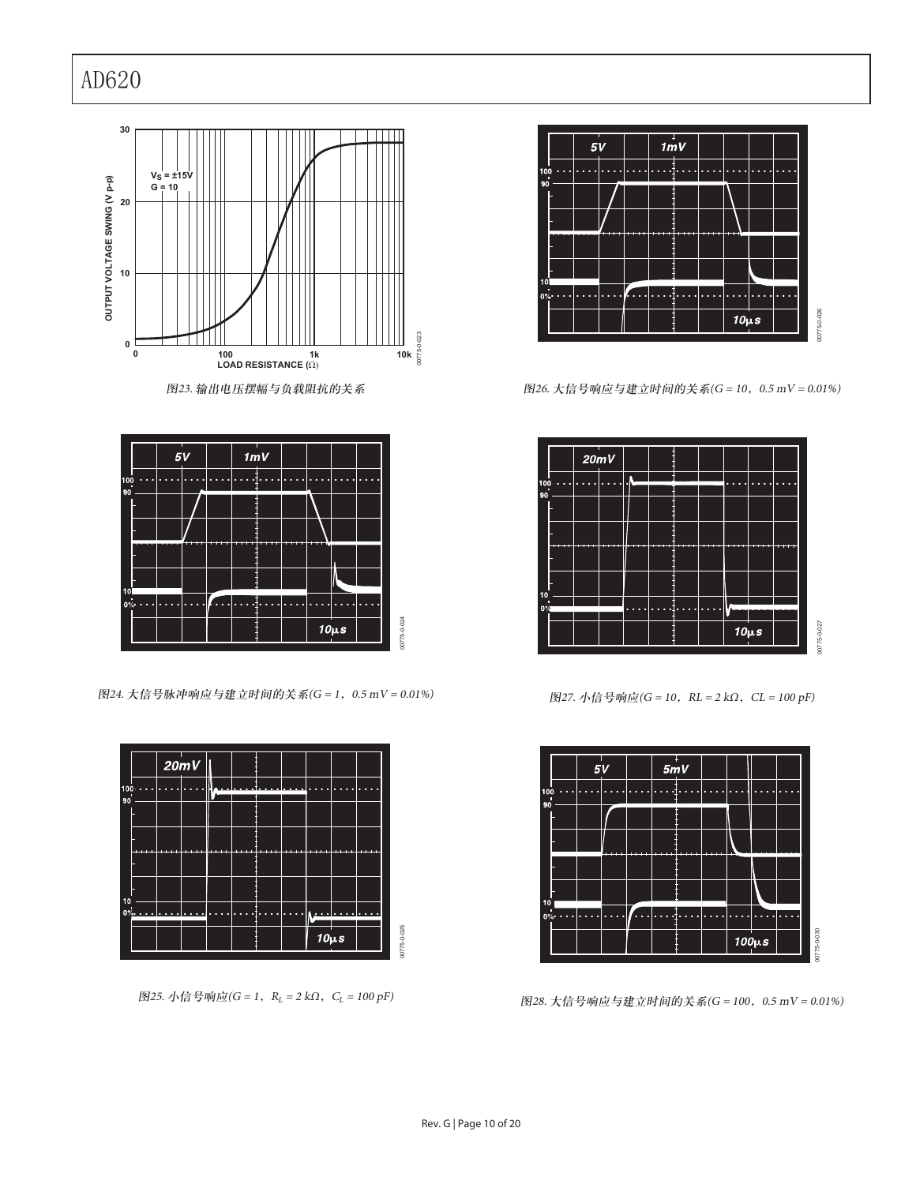图23. 输出电压摆幅与负载阻抗的关系

图26. 大信号响应与建立时间的关系(G = 10，0.5 mV = 0.01%)

图24. 大信号脉冲响应与建立时间的关系(G = 1，0.5 mV = 0.01%)

图27. 小信号响应(G = 10，RL = 2 kΩ，CL = 100 pF)

图25. 小信号响应(G = 1，$R_L$ = 2 kΩ，$C_L$ = 100 pF)

图28. 大信号响应与建立时间的关系(G = 100，0.5 mV = 0.01%)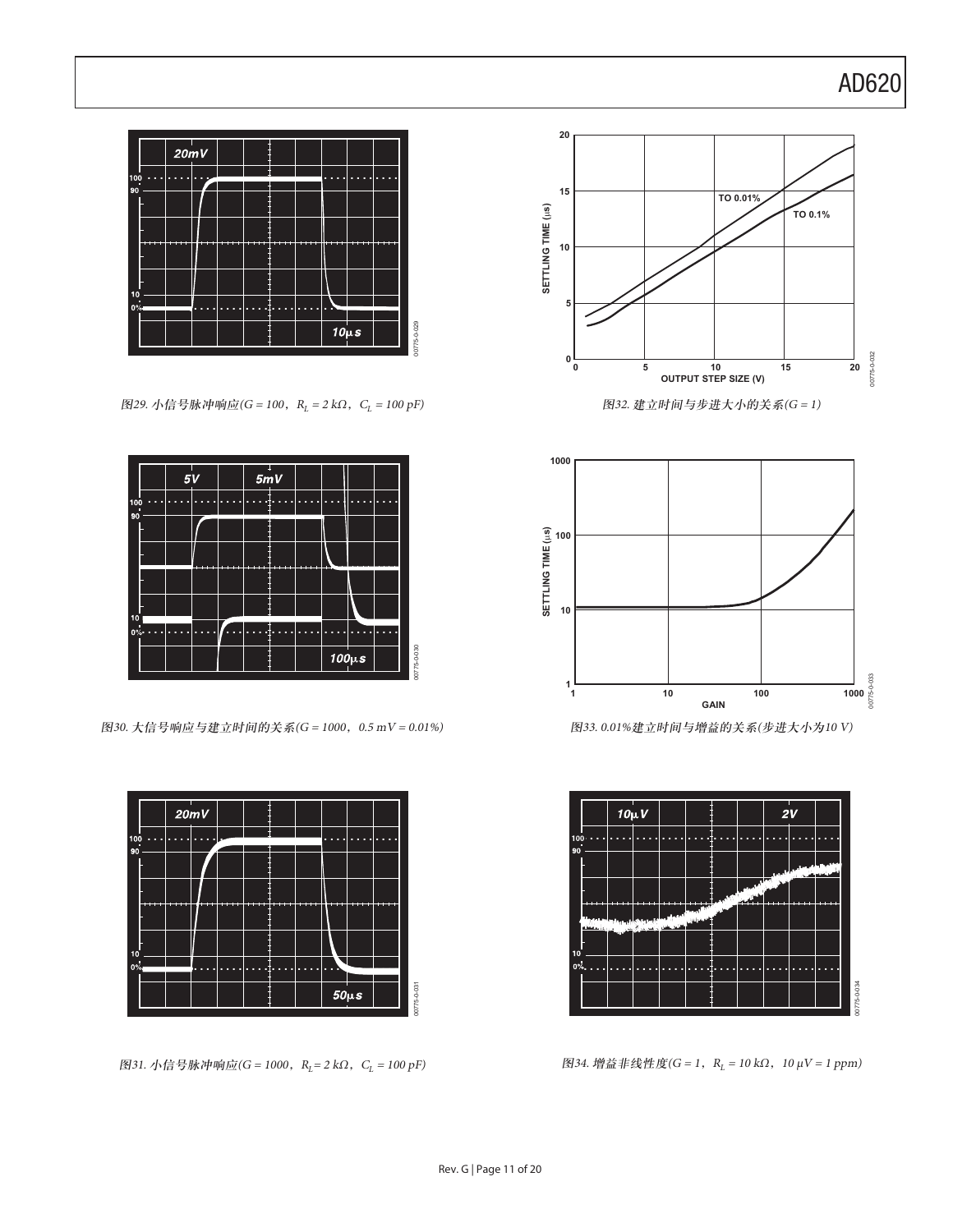图29. 小信号脉冲响应($G = 100$，$R_L = 2\ k\Omega$，$C_L = 100\ pF$)

图30. 大信号响应与建立时间的关系($G = 1000$，$0.5\ mV = 0.01\%$)

图31. 小信号脉冲响应($G = 1000$，$R_L = 2\ k\Omega$，$C_L = 100\ pF$)

图32. 建立时间与步进大小的关系($G = 1$)

图33. 0.01%建立时间与增益的关系(步进大小为10 V)

图34. 增益非线性度($G = 1$，$R_L = 10\ k\Omega$，$10\ \mu V = 1\ ppm$)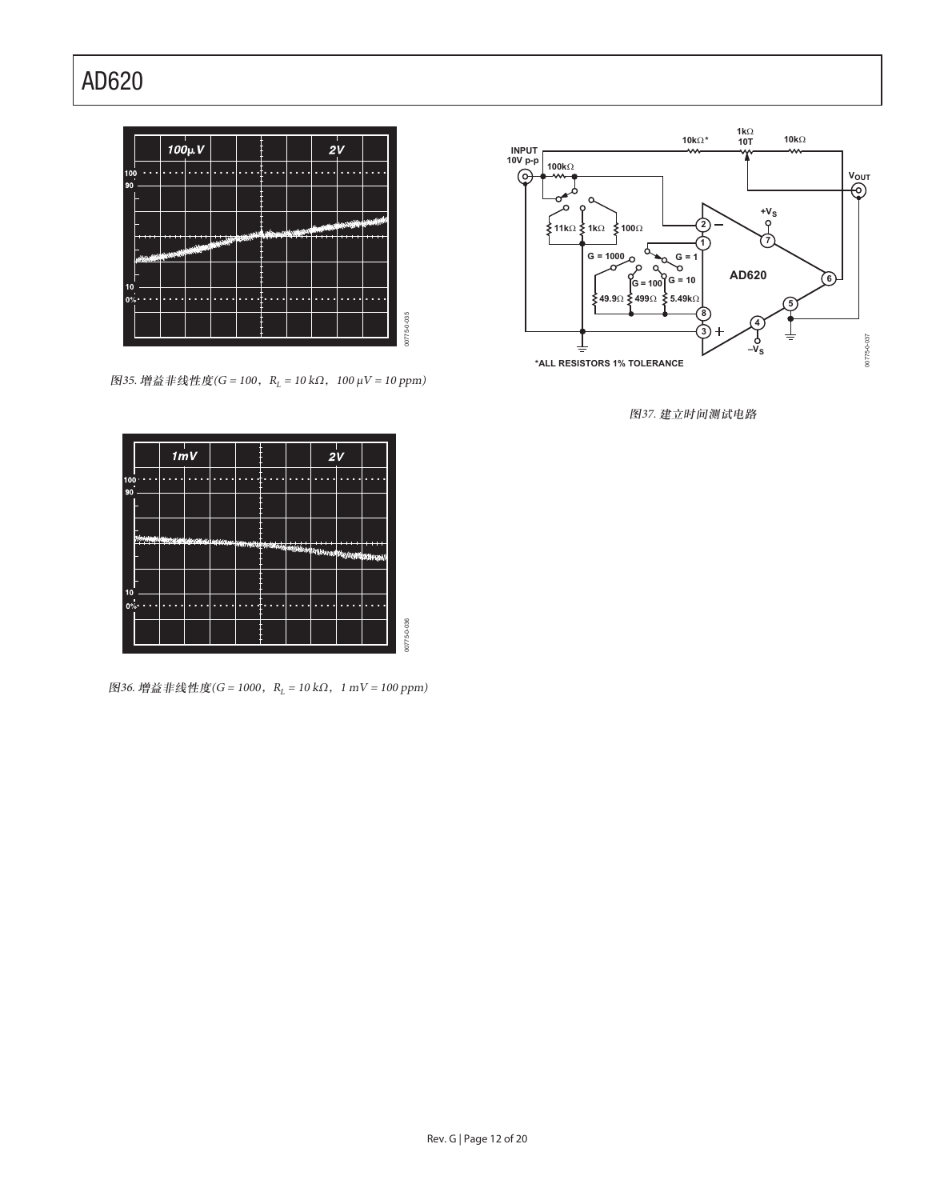图35. 增益非线性度($G = 100$，$R_L = 10\ k\Omega$，$100\ \mu V = 10\ ppm$)

图36. 增益非线性度($G = 1000$，$R_L = 10\ k\Omega$，$1\ mV = 100\ ppm$)

*ALL RESISTORS 1% TOLERANCE

图37. 建立时间测试电路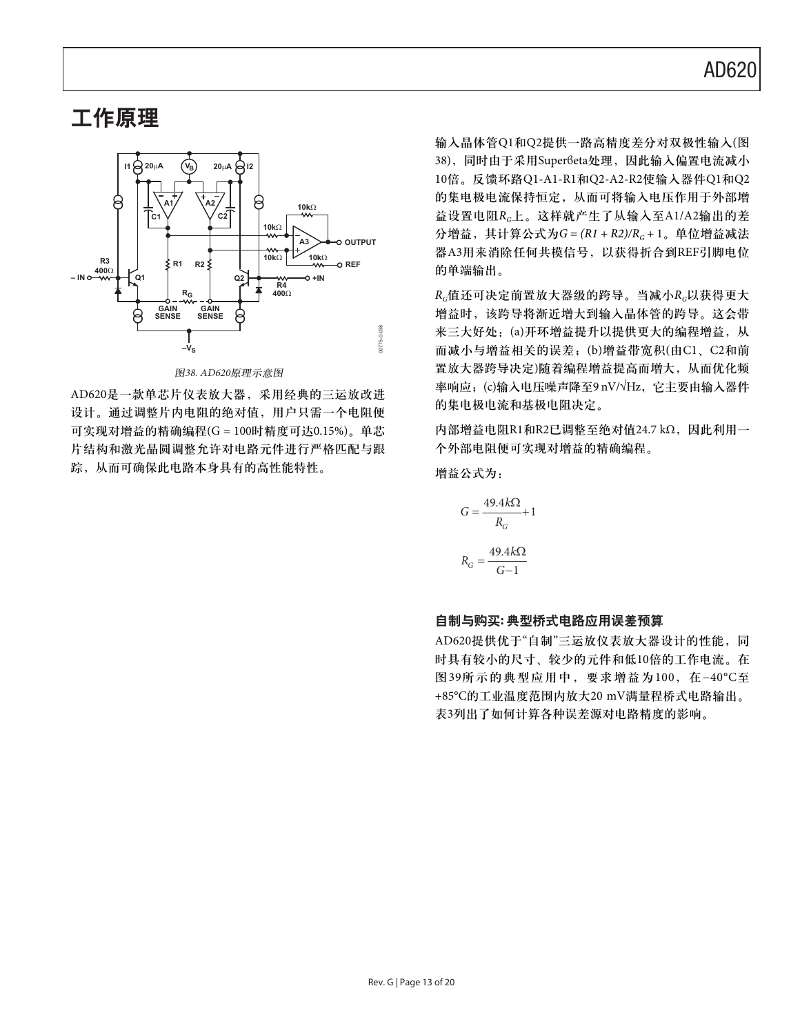# 工作原理

图38. AD620原理示意图

AD620是一款单芯片仪表放大器，采用经典的三运放改进设计。通过调整片内电阻的绝对值，用户只需一个电阻便可实现对增益的精确编程(G = 100时精度可达0.15%)。单芯片结构和激光晶圆调整允许对电路元件进行严格匹配与跟踪，从而可确保此电路本身具有的高性能特性。

输入晶体管Q1和Q2提供一路高精度差分对双极性输入(图38)，同时由于采用Superβeta处理，因此输入偏置电流减小10倍。反馈环路Q1-A1-R1和Q2-A2-R2使输入器件Q1和Q2的集电极电流保持恒定，从而可将输入电压作用于外部增益设置电阻$R_G$上。这样就产生了从输入至A1/A2输出的差分增益，其计算公式为$G = (R1 + R2)/R_G + 1$。单位增益减法器A3用来消除任何共模信号，以获得折合到REF引脚电位的单端输出。

$R_G$值还可决定前置放大器级的跨导。当减小$R_G$以获得更大增益时，该跨导将渐近增大到输入晶体管的跨导。这会带来三大好处：(a)开环增益提升以提供更大的编程增益，从而减小与增益相关的误差；(b)增益带宽积(由C1、C2和前置放大器跨导决定)随着编程增益提高而增大，从而优化频率响应；(c)输入电压噪声降至9 nV/√Hz，它主要由输入器件的集电极电流和基极电阻决定。

内部增益电阻R1和R2已调整至绝对值24.7 kΩ，因此利用一个外部电阻便可实现对增益的精确编程。

增益公式为：

$$G = \frac{49.4k\Omega}{R_G} + 1$$

$$R_G = \frac{49.4k\Omega}{G-1}$$

### 自制与购买: 典型桥式电路应用误差预算

AD620提供优于"自制"三运放仪表放大器设计的性能，同时具有较小的尺寸、较少的元件和低10倍的工作电流。在图39所示的典型应用中，要求增益为100，在−40°C至+85°C的工业温度范围内放大20 mV满量程桥式电路输出。表3列出了如何计算各种误差源对电路精度的影响。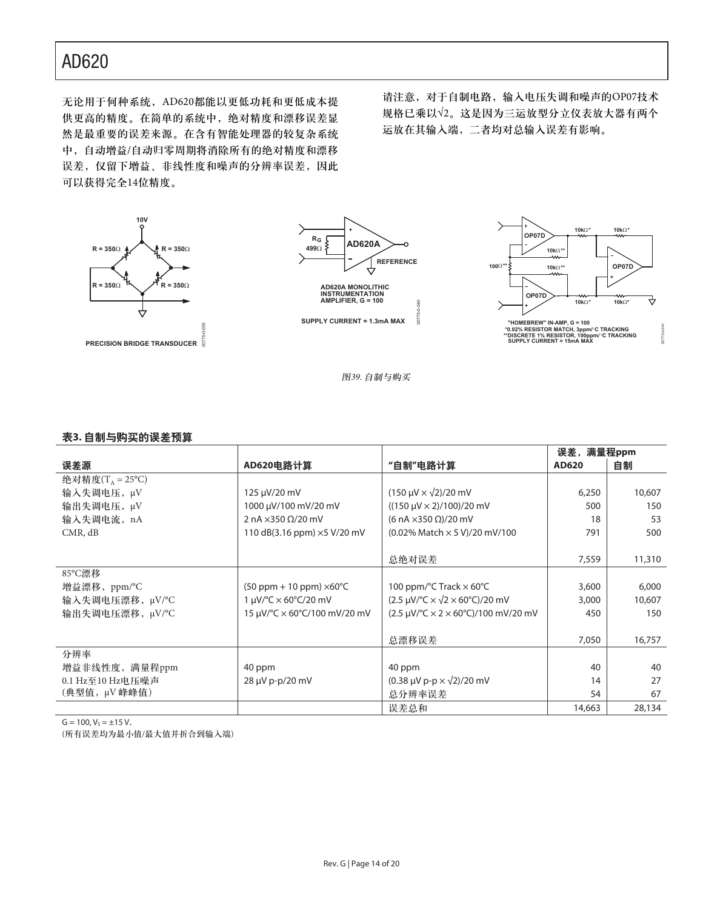无论用于何种系统，AD620都能以更低功耗和更低成本提供更高的精度。在简单的系统中，绝对精度和漂移误差显然是最重要的误差来源。在含有智能处理器的较复杂系统中，自动增益/自动归零周期将消除所有的绝对精度和漂移误差，仅留下增益、非线性度和噪声的分辨率误差，因此可以获得完全14位精度。

请注意，对于自制电路，输入电压失调和噪声的OP07技术规格已乘以√2。这是因为三运放型分立仪表放大器有两个运放在其输入端，二者均对总输入误差有影响。

*图39. 自制与购买*

**表3. 自制与购买的误差预算**

| 误差源 | AD620电路计算 | "自制"电路计算 | 误差，满量程ppm AD620 | 自制 |
|---|---|---|---|---|
| 绝对精度($T_A$ = 25°C) | | | | |
| 输入失调电压，µV | 125 µV/20 mV | (150 µV × √2)/20 mV | 6,250 | 10,607 |
| 输出失调电压，µV | 1000 µV/100 mV/20 mV | ((150 µV × 2)/100)/20 mV | 500 | 150 |
| 输入失调电流，nA | 2 nA ×350 Ω/20 mV | (6 nA ×350 Ω)/20 mV | 18 | 53 |
| CMR, dB | 110 dB(3.16 ppm) ×5 V/20 mV | (0.02% Match × 5 V)/20 mV/100 | 791 | 500 |
| | | 总绝对误差 | 7,559 | 11,310 |
| 85°C漂移 | | | | |
| 增益漂移，ppm/°C | (50 ppm + 10 ppm) ×60°C | 100 ppm/°C Track × 60°C | 3,600 | 6,000 |
| 输入失调电压漂移，µV/°C | 1 µV/°C × 60°C/20 mV | (2.5 µV/°C × √2 × 60°C)/20 mV | 3,000 | 10,607 |
| 输出失调电压漂移，µV/°C | 15 µV/°C × 60°C/100 mV/20 mV | (2.5 µV/°C × 2 × 60°C)/100 mV/20 mV | 450 | 150 |
| | | 总漂移误差 | 7,050 | 16,757 |
| 分辨率 | | | | |
| 增益非线性度，满量程ppm | 40 ppm | 40 ppm | 40 | 40 |
| 0.1 Hz至10 Hz电压噪声 | 28 µV p-p/20 mV | (0.38 µV p-p × √2)/20 mV | 14 | 27 |
| (典型值，µV 峰峰值) | | 总分辨率误差 | 54 | 67 |
| | | 误差总和 | 14,663 | 28,134 |

G = 100, $V_S$ = ±15 V.

(所有误差均为最小值/最大值并折合到输入端)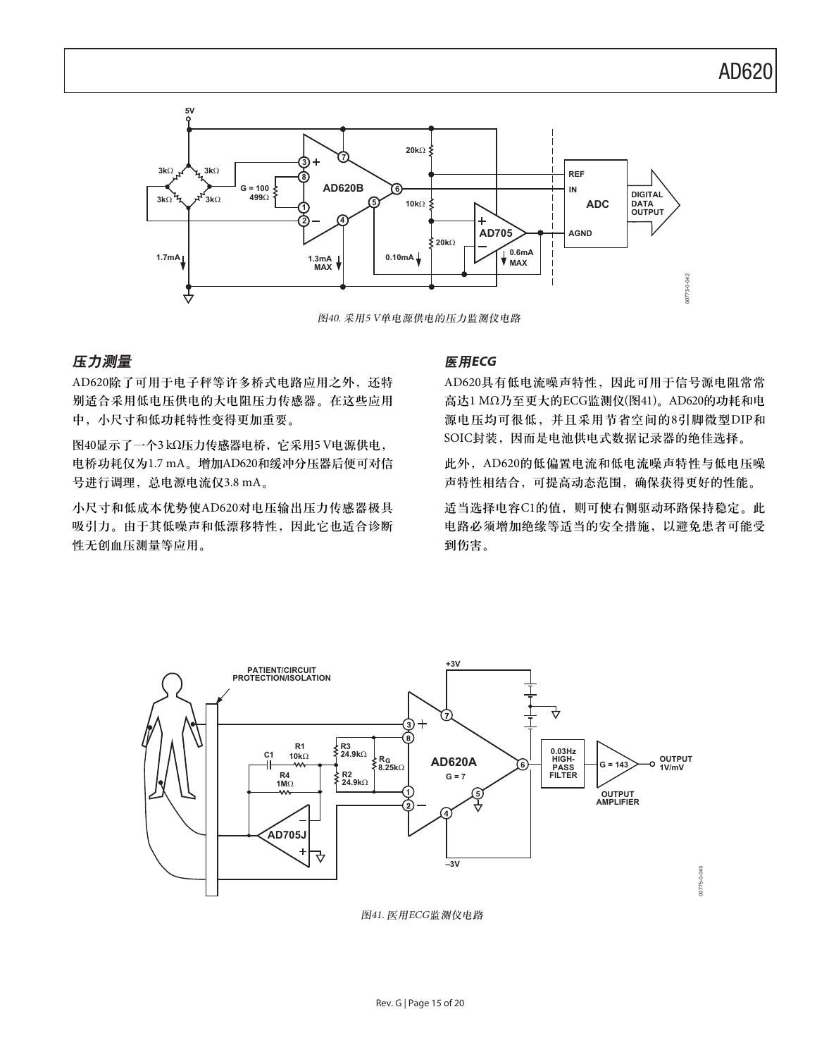图40. 采用5 V单电源供电的压力监测仪电路

## 压力测量

AD620除了可用于电子秤等许多桥式电路应用之外，还特别适合采用低电压供电的大电阻压力传感器。在这些应用中，小尺寸和低功耗特性变得更加重要。

图40显示了一个3 kΩ压力传感器电桥，它采用5 V电源供电，电桥功耗仅为1.7 mA。增加AD620和缓冲分压器后便可对信号进行调理，总电源电流仅3.8 mA。

小尺寸和低成本优势使AD620对电压输出压力传感器极具吸引力。由于其低噪声和低漂移特性，因此它也适合诊断性无创血压测量等应用。

## 医用ECG

AD620具有低电流噪声特性，因此可用于信号源电阻常常高达1 MΩ乃至更大的ECG监测仪(图41)。AD620的功耗和电源电压均可很低，并且采用节省空间的8引脚微型DIP和SOIC封装，因而是电池供电式数据记录器的绝佳选择。

此外，AD620的低偏置电流和低电流噪声特性与低电压噪声特性相结合，可提高动态范围，确保获得更好的性能。

适当选择电容C1的值，则可使右侧驱动环路保持稳定。此电路必须增加绝缘等适当的安全措施，以避免患者可能受到伤害。

图41. 医用ECG监测仪电路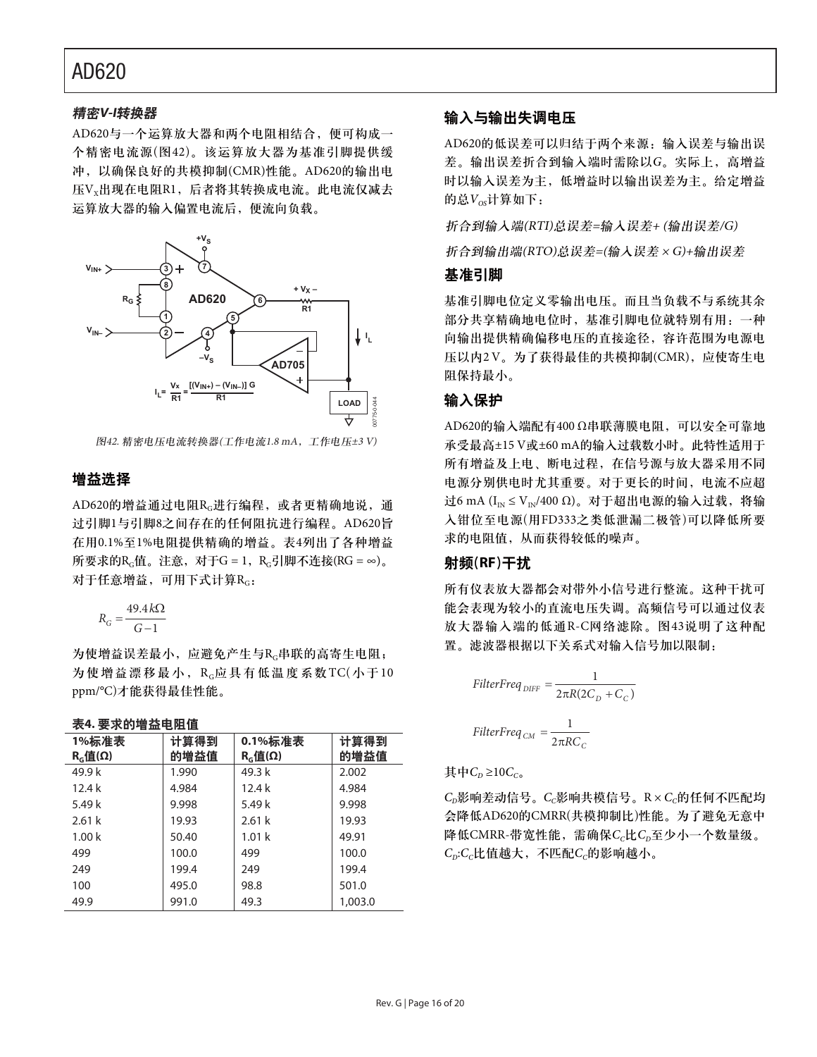### *精密V-I转换器*

AD620与一个运算放大器和两个电阻相结合，便可构成一个精密电流源(图42)。该运算放大器为基准引脚提供缓冲，以确保良好的共模抑制(CMR)性能。AD620的输出电压$V_X$出现在电阻R1，后者将其转换成电流。此电流仅减去运算放大器的输入偏置电流后，便流向负载。

*图42. 精密电压电流转换器(工作电流1.8 mA，工作电压±3 V)*

## 增益选择

AD620的增益通过电阻$R_G$进行编程，或者更精确地说，通过引脚1与引脚8之间存在的任何阻抗进行编程。AD620旨在用0.1%至1%电阻提供精确的增益。表4列出了各种增益所要求的$R_G$值。注意，对于G = 1，$R_G$引脚不连接(RG = ∞)。对于任意增益，可用下式计算$R_G$：

$$R_G = \frac{49.4\,k\Omega}{G-1}$$

为使增益误差最小，应避免产生与$R_G$串联的高寄生电阻；为使增益漂移最小，$R_G$应具有低温度系数TC(小于10 ppm/°C)才能获得最佳性能。

**表4. 要求的增益电阻值**

| 1%标准表 $R_G$值(Ω) | 计算得到的增益值 | 0.1%标准表 $R_G$值(Ω) | 计算得到的增益值 |
|---|---|---|---|
| 49.9 k | 1.990 | 49.3 k | 2.002 |
| 12.4 k | 4.984 | 12.4 k | 4.984 |
| 5.49 k | 9.998 | 5.49 k | 9.998 |
| 2.61 k | 19.93 | 2.61 k | 19.93 |
| 1.00 k | 50.40 | 1.01 k | 49.91 |
| 499 | 100.0 | 499 | 100.0 |
| 249 | 199.4 | 249 | 199.4 |
| 100 | 495.0 | 98.8 | 501.0 |
| 49.9 | 991.0 | 49.3 | 1,003.0 |

## 输入与输出失调电压

AD620的低误差可以归结于两个来源：输入误差与输出误差。输出误差折合到输入端时需除以G。实际上，高增益时以输入误差为主，低增益时以输出误差为主。给定增益的总$V_{OS}$计算如下：

*折合到输入端(RTI)总误差=输入误差+ (输出误差/G)*

*折合到输出端(RTO)总误差=(输入误差 × G)+输出误差*

## 基准引脚

基准引脚电位定义零输出电压。而且当负载不与系统其余部分共享精确地电位时，基准引脚电位就特别有用：一种向输出提供精确偏移电压的直接途径，容许范围为电源电压以内2 V。为了获得最佳的共模抑制(CMR)，应使寄生电阻保持最小。

## 输入保护

AD620的输入端配有400 Ω串联薄膜电阻，可以安全可靠地承受最高±15 V或±60 mA的输入过载数小时。此特性适用于所有增益及上电、断电过程，在信号源与放大器采用不同电源分别供电时尤其重要。对于更长的时间，电流不应超过6 mA ($I_{IN} \le V_{IN}/400\ \Omega$)。对于超出电源的输入过载，将输入钳位至电源(用FD333之类低泄漏二极管)可以降低所要求的电阻值，从而获得较低的噪声。

## 射频(RF)干扰

所有仪表放大器都会对带外小信号进行整流。这种干扰可能会表现为较小的直流电压失调。高频信号可以通过仪表放大器输入端的低通R-C网络滤除。图43说明了这种配置。滤波器根据以下关系式对输入信号加以限制：

$$FilterFreq_{DIFF} = \frac{1}{2\pi R(2C_D + C_C)}$$

$$FilterFreq_{CM} = \frac{1}{2\pi R C_C}$$

其中$C_D \ge 10C_C$。

$C_D$影响差动信号。$C_C$影响共模信号。R × $C_C$的任何不匹配均会降低AD620的CMRR(共模抑制比)性能。为了避免无意中降低CMRR-带宽性能，需确保$C_C$比$C_D$至少小一个数量级。$C_D$:$C_C$比值越大，不匹配$C_C$的影响越小。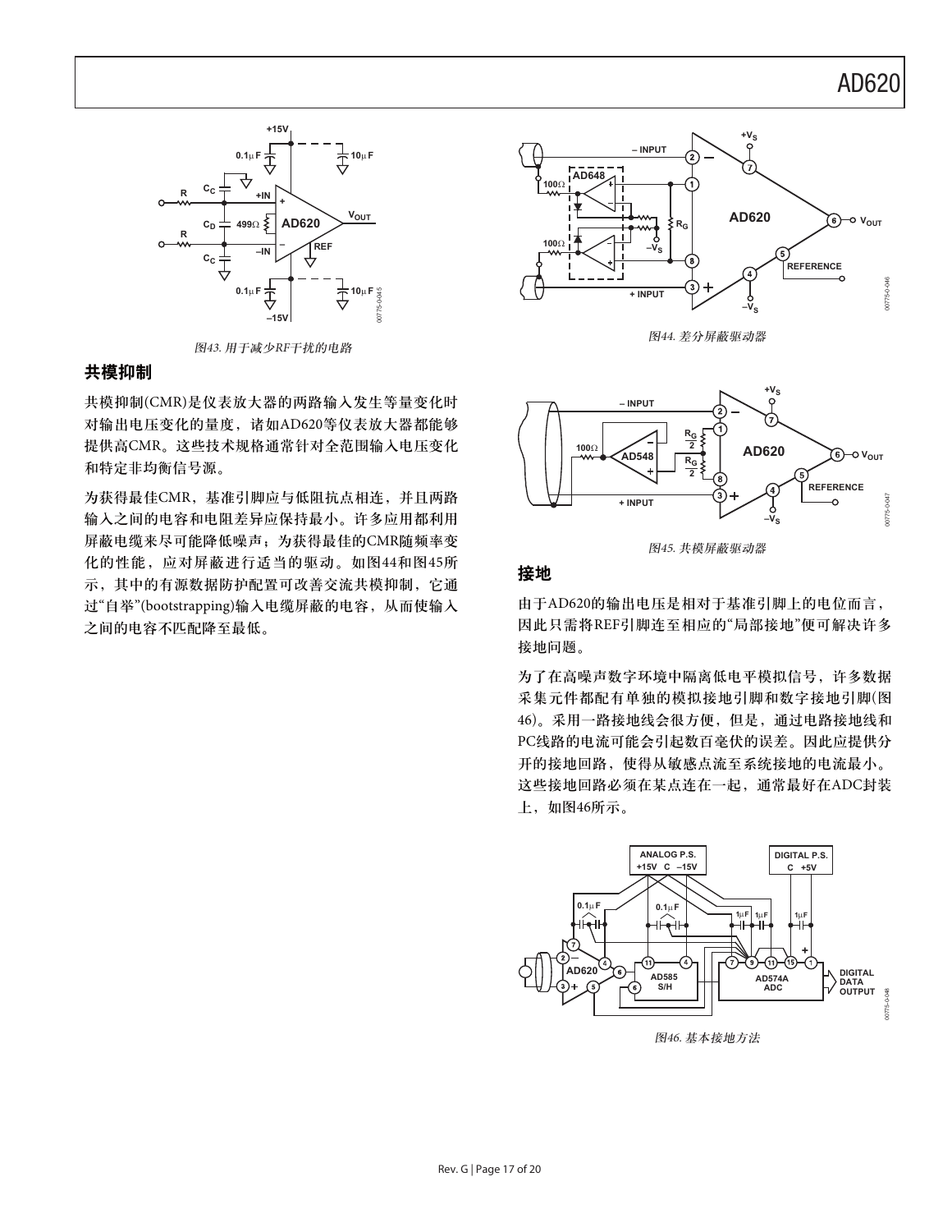图43. 用于减少RF干扰的电路

## 共模抑制

共模抑制(CMR)是仪表放大器的两路输入发生等量变化时对输出电压变化的量度，诸如AD620等仪表放大器都能够提供高CMR。这些技术规格通常针对全范围输入电压变化和特定非均衡信号源。

为获得最佳CMR，基准引脚应与低阻抗点相连，并且两路输入之间的电容和电阻差异应保持最小。许多应用都利用屏蔽电缆来尽可能降低噪声；为获得最佳的CMR随频率变化的性能，应对屏蔽进行适当的驱动。如图44和图45所示，其中的有源数据防护配置可改善交流共模抑制，它通过"自举"(bootstrapping)输入电缆屏蔽的电容，从而使输入之间的电容不匹配降至最低。

图44. 差分屏蔽驱动器

图45. 共模屏蔽驱动器

## 接地

由于AD620的输出电压是相对于基准引脚上的电位而言，因此只需将REF引脚连至相应的"局部接地"便可解决许多接地问题。

为了在高噪声数字环境中隔离低电平模拟信号，许多数据采集元件都配有单独的模拟接地引脚和数字接地引脚(图46)。采用一路接地线会很方便，但是，通过电路接地线和PC线路的电流可能会引起数百毫伏的误差。因此应提供分开的接地回路，使得从敏感点流至系统接地的电流最小。这些接地回路必须在某点连在一起，通常最好在ADC封装上，如图46所示。

图46. 基本接地方法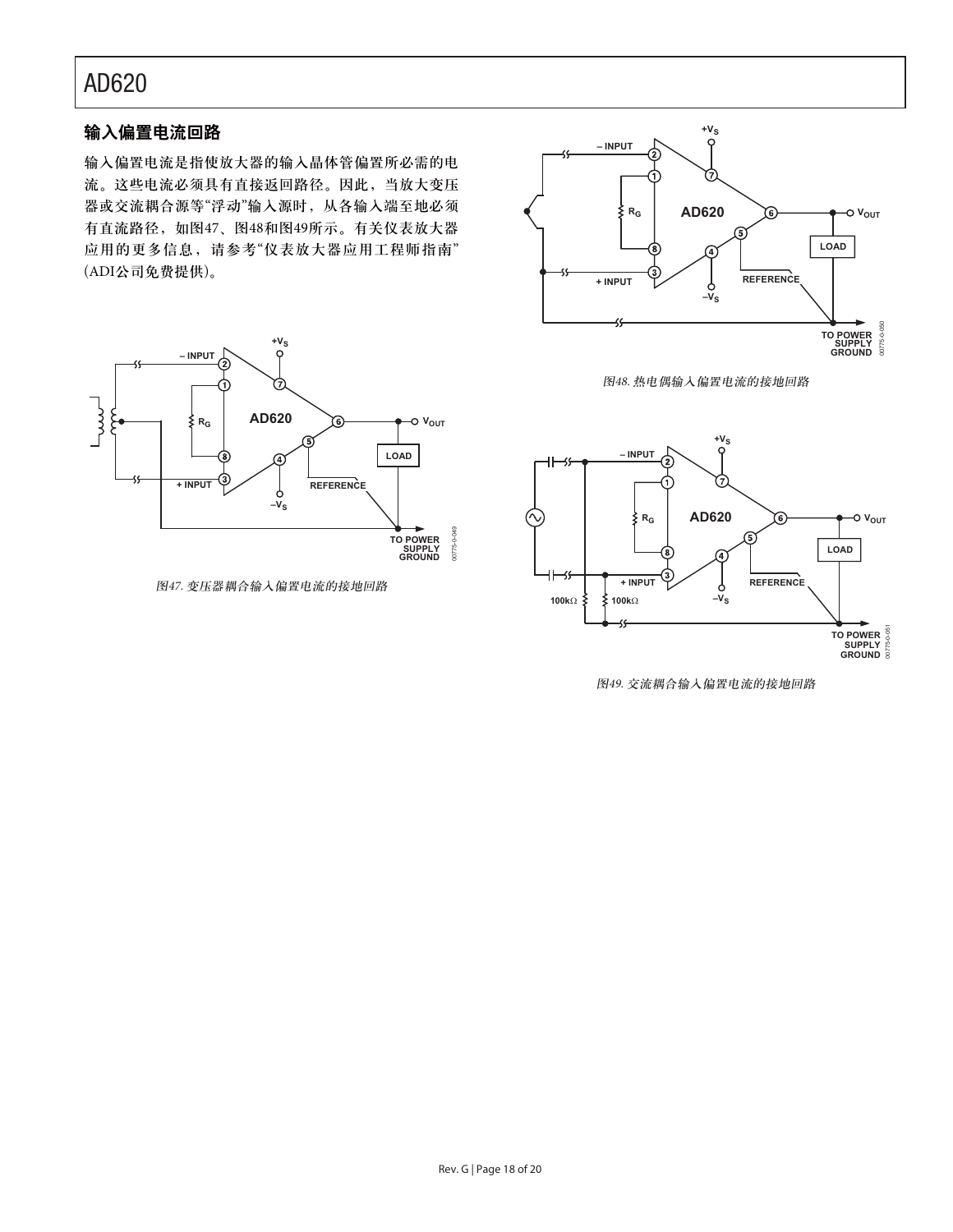## 输入偏置电流回路

输入偏置电流是指使放大器的输入晶体管偏置所必需的电流。这些电流必须具有直接返回路径。因此，当放大变压器或交流耦合源等“浮动”输入源时，从各输入端至地必须有直流路径，如图47、图48和图49所示。有关仪表放大器应用的更多信息，请参考“仪表放大器应用工程师指南”(ADI公司免费提供)。

图47. 变压器耦合输入偏置电流的接地回路

图48. 热电偶输入偏置电流的接地回路

图49. 交流耦合输入偏置电流的接地回路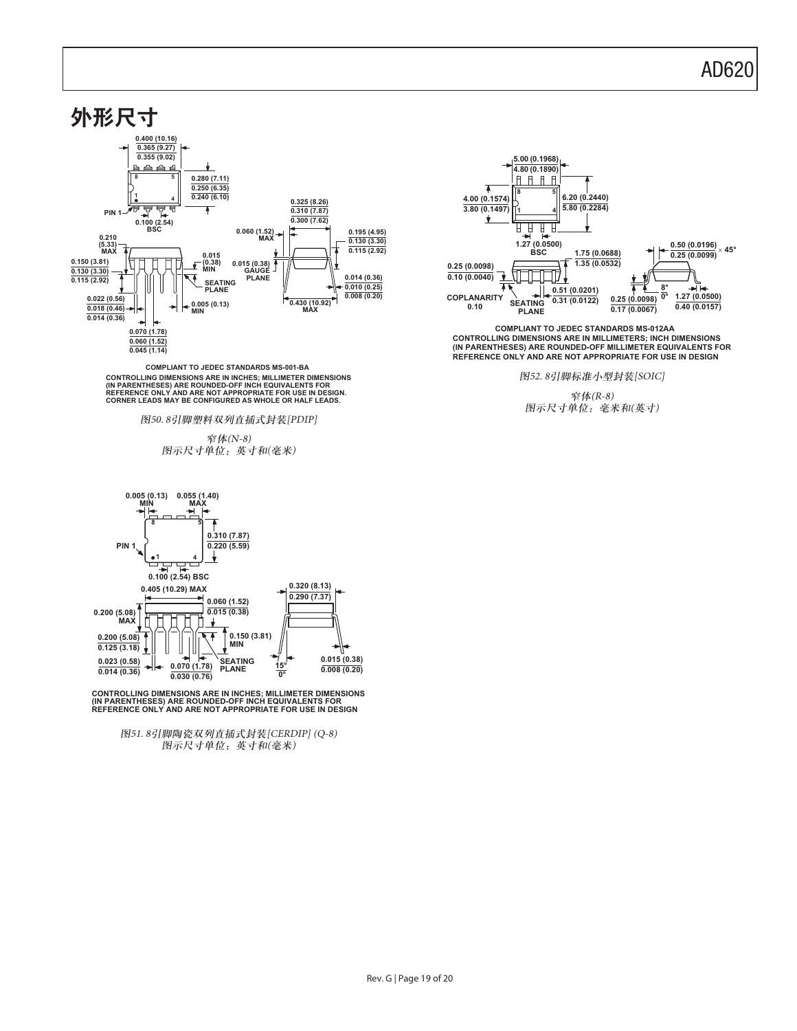# 外形尺寸

COMPLIANT TO JEDEC STANDARDS MS-001-BA

CONTROLLING DIMENSIONS ARE IN INCHES; MILLIMETER DIMENSIONS (IN PARENTHESES) ARE ROUNDED-OFF INCH EQUIVALENTS FOR REFERENCE ONLY AND ARE NOT APPROPRIATE FOR USE IN DESIGN. CORNER LEADS MAY BE CONFIGURED AS WHOLE OR HALF LEADS.

*图50. 8引脚塑料双列直插式封装[PDIP]*

*窄体(N-8)*
*图示尺寸单位：英寸和(毫米)*

CONTROLLING DIMENSIONS ARE IN INCHES; MILLIMETER DIMENSIONS (IN PARENTHESES) ARE ROUNDED-OFF INCH EQUIVALENTS FOR REFERENCE ONLY AND ARE NOT APPROPRIATE FOR USE IN DESIGN

*图51. 8引脚陶瓷双列直插式封装[CERDIP] (Q-8)*
*图示尺寸单位：英寸和(毫米)*

COMPLIANT TO JEDEC STANDARDS MS-012AA

CONTROLLING DIMENSIONS ARE IN MILLIMETERS; INCH DIMENSIONS (IN PARENTHESES) ARE ROUNDED-OFF MILLIMETER EQUIVALENTS FOR REFERENCE ONLY AND ARE NOT APPROPRIATE FOR USE IN DESIGN

*图52. 8引脚标准小型封装[SOIC]*

*窄体(R-8)*
*图示尺寸单位：毫米和(英寸)*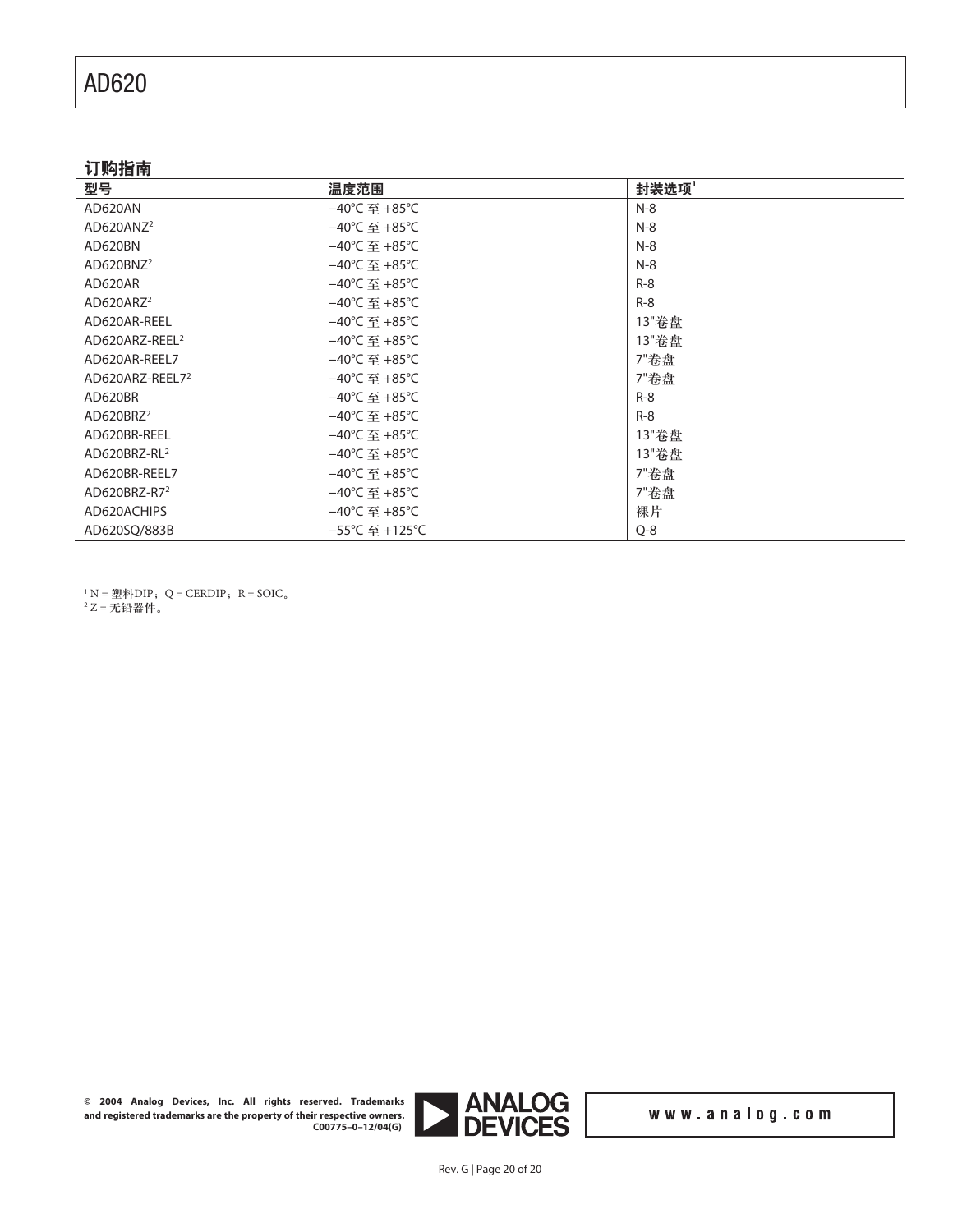## 订购指南

| 型号 | 温度范围 | 封装选项[1] |
|---|---|---|
| AD620AN | −40°C 至 +85°C | N-8 |
| AD620ANZ[2] | −40°C 至 +85°C | N-8 |
| AD620BN | −40°C 至 +85°C | N-8 |
| AD620BNZ[2] | −40°C 至 +85°C | N-8 |
| AD620AR | −40°C 至 +85°C | R-8 |
| AD620ARZ[2] | −40°C 至 +85°C | R-8 |
| AD620AR-REEL | −40°C 至 +85°C | 13"卷盘 |
| AD620ARZ-REEL[2] | −40°C 至 +85°C | 13"卷盘 |
| AD620AR-REEL7 | −40°C 至 +85°C | 7"卷盘 |
| AD620ARZ-REEL7[2] | −40°C 至 +85°C | 7"卷盘 |
| AD620BR | −40°C 至 +85°C | R-8 |
| AD620BRZ[2] | −40°C 至 +85°C | R-8 |
| AD620BR-REEL | −40°C 至 +85°C | 13"卷盘 |
| AD620BRZ-RL[2] | −40°C 至 +85°C | 13"卷盘 |
| AD620BR-REEL7 | −40°C 至 +85°C | 7"卷盘 |
| AD620BRZ-R7[2] | −40°C 至 +85°C | 7"卷盘 |
| AD620ACHIPS | −40°C 至 +85°C | 裸片 |
| AD620SQ/883B | −55°C 至 +125°C | Q-8 |

[1] N = 塑料DIP；Q = CERDIP；R = SOIC。
[2] Z = 无铅器件。

© 2004 Analog Devices, Inc. All rights reserved. Trademarks and registered trademarks are the property of their respective owners.
C00775–0–12/04(G)

www.analog.com